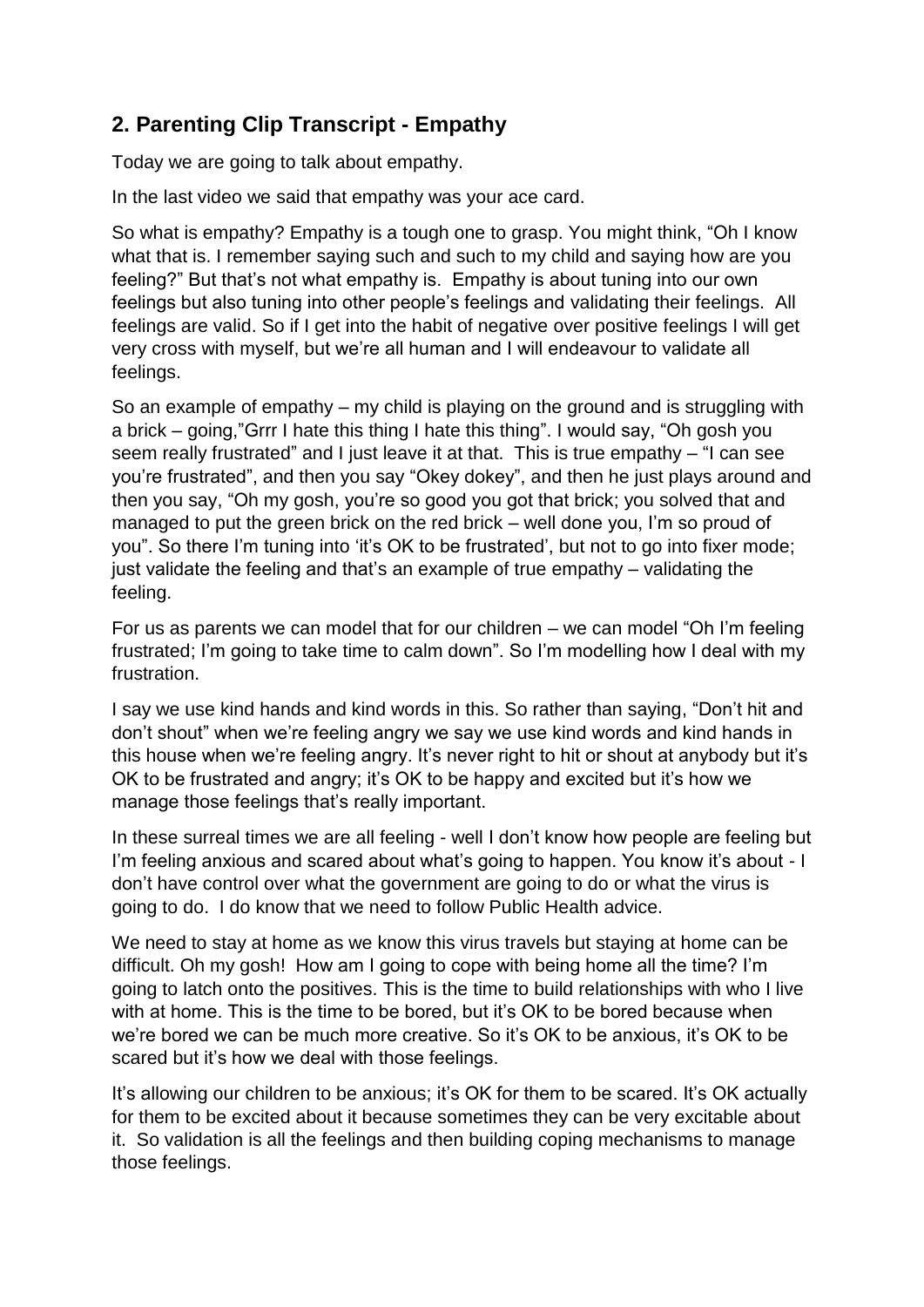## 2. Parenting Clip Transcript - Empathy

Today we are going to talk about empathy.

In the last video we said that empathy was your ace card.

So what is empathy? Empathy is a tough one to grasp. You might think, "Oh I know what that is. I remember saying such and such to my child and saying how are you feeling?" But that's not what empathy is. Empathy is about tuning into our own feelings but also tuning into other people's feelings and validating their feelings. All feelings are valid. So if I get into the habit of negative over positive feelings I will get very cross with myself, but we're all human and I will endeavour to validate all feelings.

So an example of empathy – my child is playing on the ground and is struggling with a brick – going,"Grrr I hate this thing I hate this thing". I would say, "Oh gosh you seem really frustrated" and I just leave it at that. This is true empathy – "I can see you're frustrated", and then you say "Okey dokey", and then he just plays around and then you say, "Oh my gosh, you're so good you got that brick; you solved that and managed to put the green brick on the red brick – well done you, I'm so proud of you". So there I'm tuning into 'it's OK to be frustrated', but not to go into fixer mode; just validate the feeling and that's an example of true empathy – validating the feeling.

For us as parents we can model that for our children – we can model "Oh I'm feeling frustrated; I'm going to take time to calm down". So I'm modelling how I deal with my frustration.

I say we use kind hands and kind words in this. So rather than saying, "Don't hit and don't shout" when we're feeling angry we say we use kind words and kind hands in this house when we're feeling angry. It's never right to hit or shout at anybody but it's OK to be frustrated and angry; it's OK to be happy and excited but it's how we manage those feelings that's really important.

In these surreal times we are all feeling - well I don't know how people are feeling but I'm feeling anxious and scared about what's going to happen. You know it's about - I don't have control over what the government are going to do or what the virus is going to do. I do know that we need to follow Public Health advice.

We need to stay at home as we know this virus travels but staying at home can be difficult. Oh my gosh! How am I going to cope with being home all the time? I'm going to latch onto the positives. This is the time to build relationships with who I live with at home. This is the time to be bored, but it's OK to be bored because when we're bored we can be much more creative. So it's OK to be anxious, it's OK to be scared but it's how we deal with those feelings.

It's allowing our children to be anxious; it's OK for them to be scared. It's OK actually for them to be excited about it because sometimes they can be very excitable about it. So validation is all the feelings and then building coping mechanisms to manage those feelings.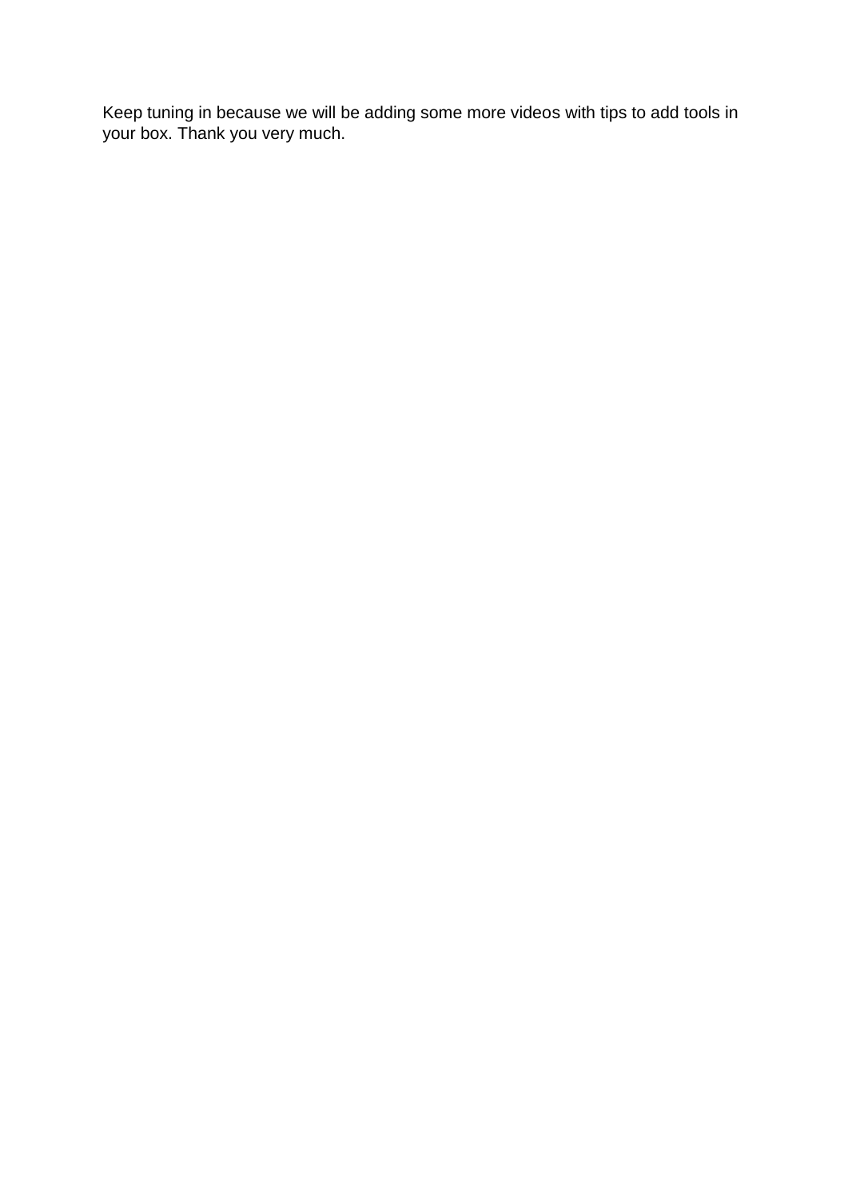Keep tuning in because we will be adding some more videos with tips to add tools in your box. Thank you very much.